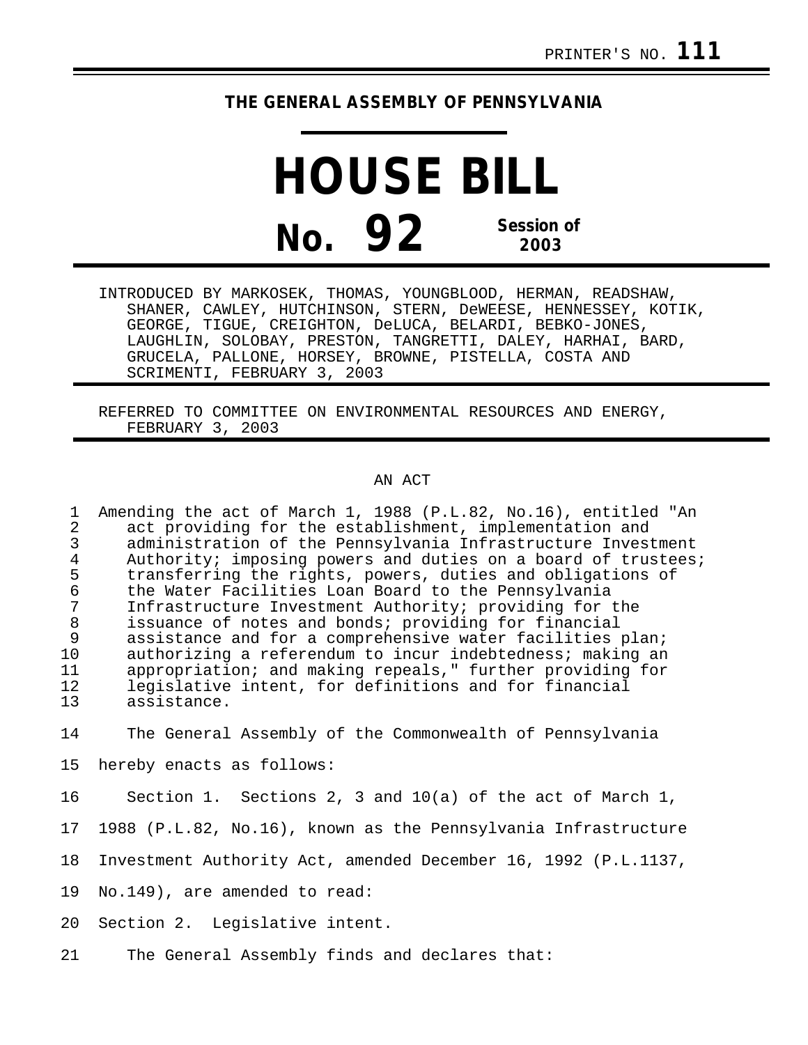PRINTER'S NO. **111**

**THE GENERAL ASSEMBLY OF PENNSYLVANIA**

# HOUSE BILL

## No. 92 Session of 2003

INTRODUCED BY MARKOSEK, THOMAS, YOUNGBLOOD, HERMAN, READSHAW, SHANER, CAWLEY, HUTCHINSON, STERN, DeWEESE, HENNESSEY, KOTIK, GEORGE, TIGUE, CREIGHTON, DeLUCA, BELARDI, BEBKO-JONES, LAUGHLIN, SOLOBAY, PRESTON, TANGRETTI, DALEY, HARHAI, BARD, GRUCELA, PALLONE, HORSEY, BROWNE, PISTELLA, COSTA AND SCRIMENTI, FEBRUARY 3, 2003

REFERRED TO COMMITTEE ON ENVIRONMENTAL RESOURCES AND ENERGY, FEBRUARY 3, 2003

AN ACT

Amending the act of March 1, 1988 (P.L.82, No.16), entitled "An act providing for the establishment, implementation and administration of the Pennsylvania Infrastructure Investment Authority; imposing powers and duties on a board of trustees; transferring the rights, powers, duties and obligations of the Water Facilities Loan Board to the Pennsylvania Infrastructure Investment Authority; providing for the issuance of notes and bonds; providing for financial assistance and for a comprehensive water facilities plan; authorizing a referendum to incur indebtedness; making an appropriation; and making repeals," further providing for legislative intent, for definitions and for financial assistance.

The General Assembly of the Commonwealth of Pennsylvania hereby enacts as follows:

Section 1. Sections 2, 3 and 10(a) of the act of March 1, 1988 (P.L.82, No.16), known as the Pennsylvania Infrastructure Investment Authority Act, amended December 16, 1992 (P.L.1137, No.149), are amended to read:

Section 2. Legislative intent.

The General Assembly finds and declares that: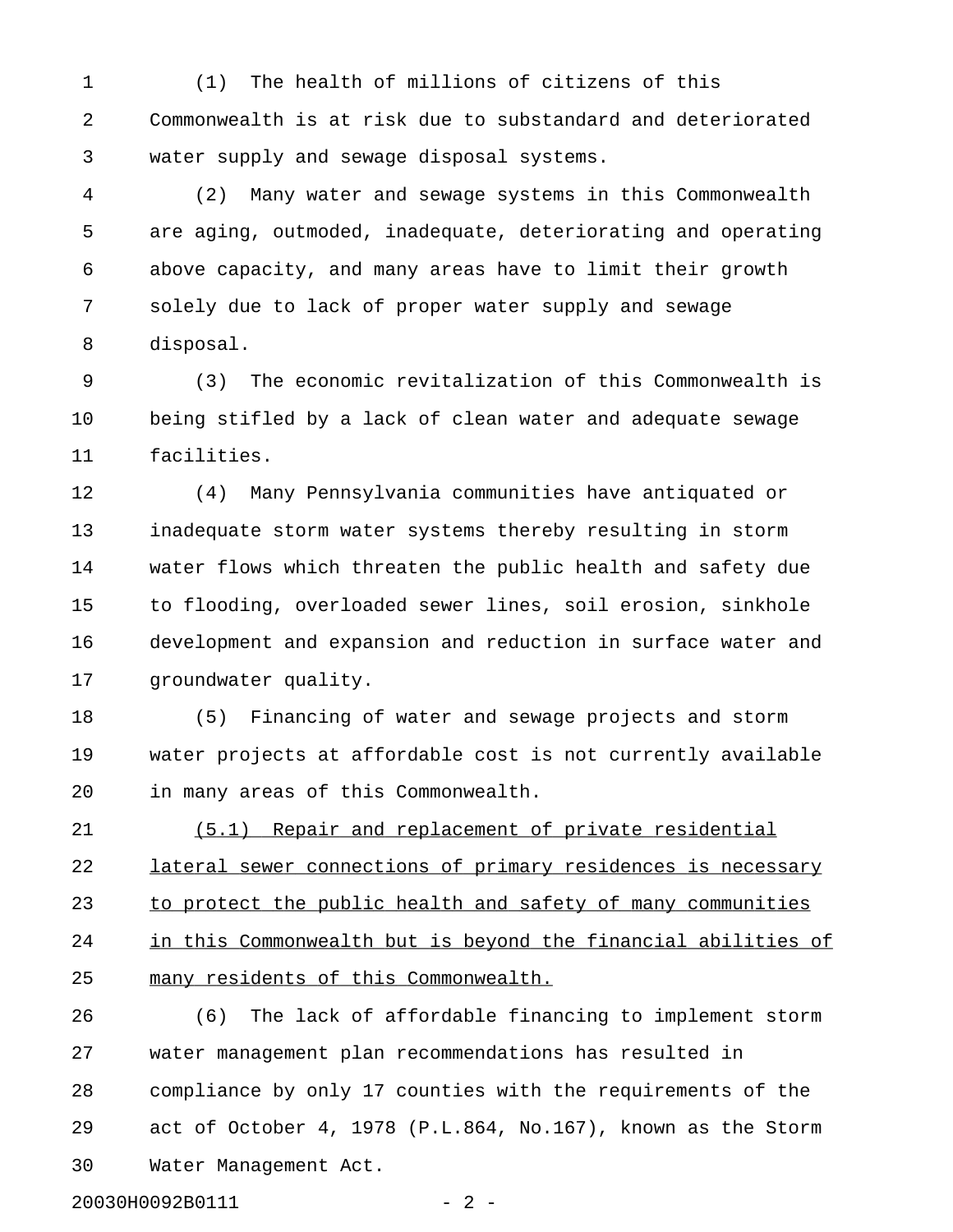(1) The health of millions of citizens of this Commonwealth is at risk due to substandard and deteriorated water supply and sewage disposal systems.

(2) Many water and sewage systems in this Commonwealth are aging, outmoded, inadequate, deteriorating and operating above capacity, and many areas have to limit their growth solely due to lack of proper water supply and sewage disposal.

(3) The economic revitalization of this Commonwealth is being stifled by a lack of clean water and adequate sewage facilities.

(4) Many Pennsylvania communities have antiquated or inadequate storm water systems thereby resulting in storm water flows which threaten the public health and safety due to flooding, overloaded sewer lines, soil erosion, sinkhole development and expansion and reduction in surface water and groundwater quality.

(5) Financing of water and sewage projects and storm water projects at affordable cost is not currently available in many areas of this Commonwealth.

<u>(5.1) Repair and replacement of private residential lateral sewer connections of primary residences is necessary to protect the public health and safety of many communities in this Commonwealth but is beyond the financial abilities of many residents of this Commonwealth.</u>

(6) The lack of affordable financing to implement storm water management plan recommendations has resulted in compliance by only 17 counties with the requirements of the act of October 4, 1978 (P.L.864, No.167), known as the Storm Water Management Act.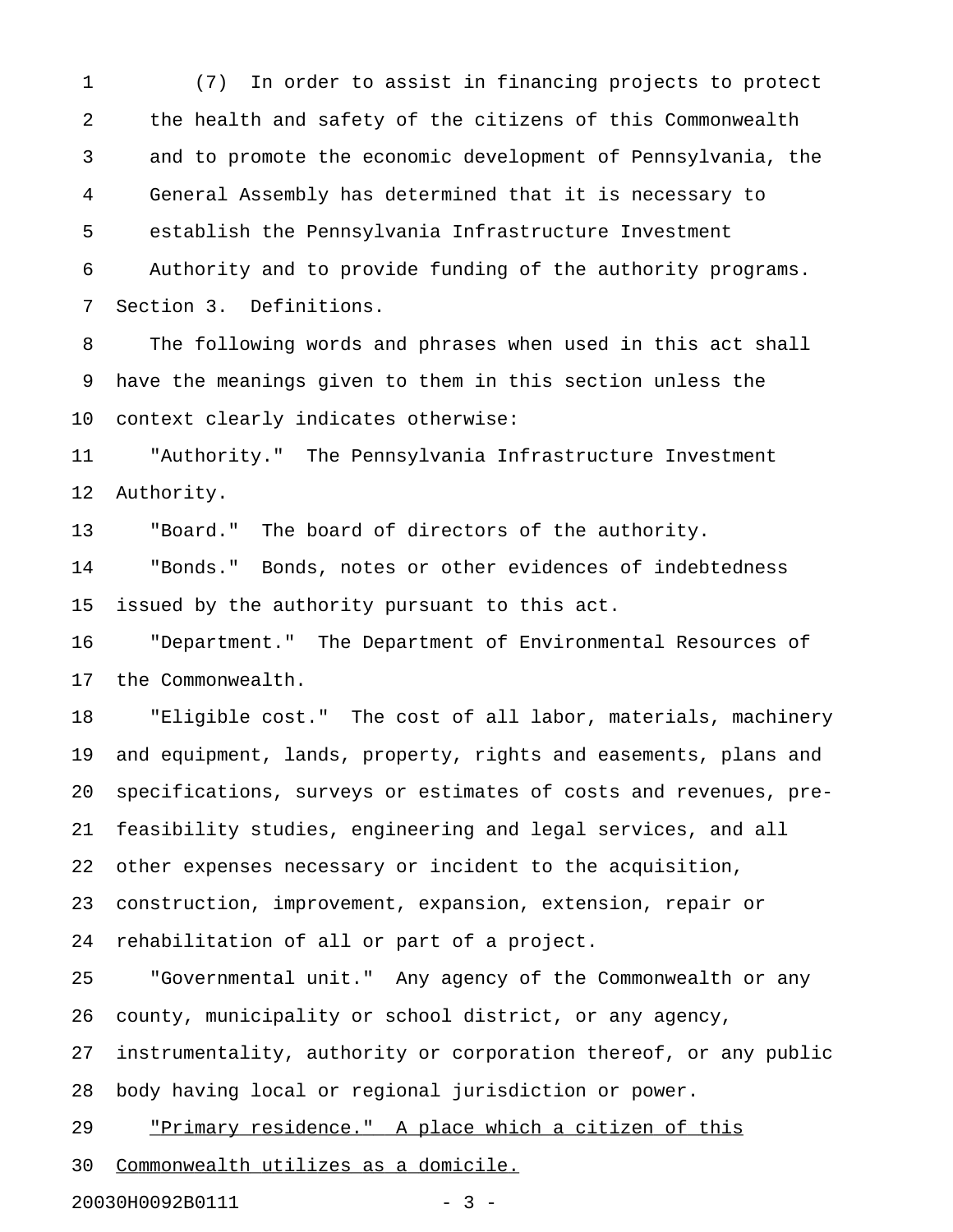(7) In order to assist in financing projects to protect the health and safety of the citizens of this Commonwealth and to promote the economic development of Pennsylvania, the General Assembly has determined that it is necessary to establish the Pennsylvania Infrastructure Investment Authority and to provide funding of the authority programs.

Section 3. Definitions.

The following words and phrases when used in this act shall have the meanings given to them in this section unless the context clearly indicates otherwise:

"Authority." The Pennsylvania Infrastructure Investment Authority.

"Board." The board of directors of the authority.

"Bonds." Bonds, notes or other evidences of indebtedness issued by the authority pursuant to this act.

"Department." The Department of Environmental Resources of the Commonwealth.

"Eligible cost." The cost of all labor, materials, machinery and equipment, lands, property, rights and easements, plans and specifications, surveys or estimates of costs and revenues, pre-feasibility studies, engineering and legal services, and all other expenses necessary or incident to the acquisition, construction, improvement, expansion, extension, repair or rehabilitation of all or part of a project.

"Governmental unit." Any agency of the Commonwealth or any county, municipality or school district, or any agency, instrumentality, authority or corporation thereof, or any public body having local or regional jurisdiction or power.

<u>"Primary residence." A place which a citizen of this Commonwealth utilizes as a domicile.</u>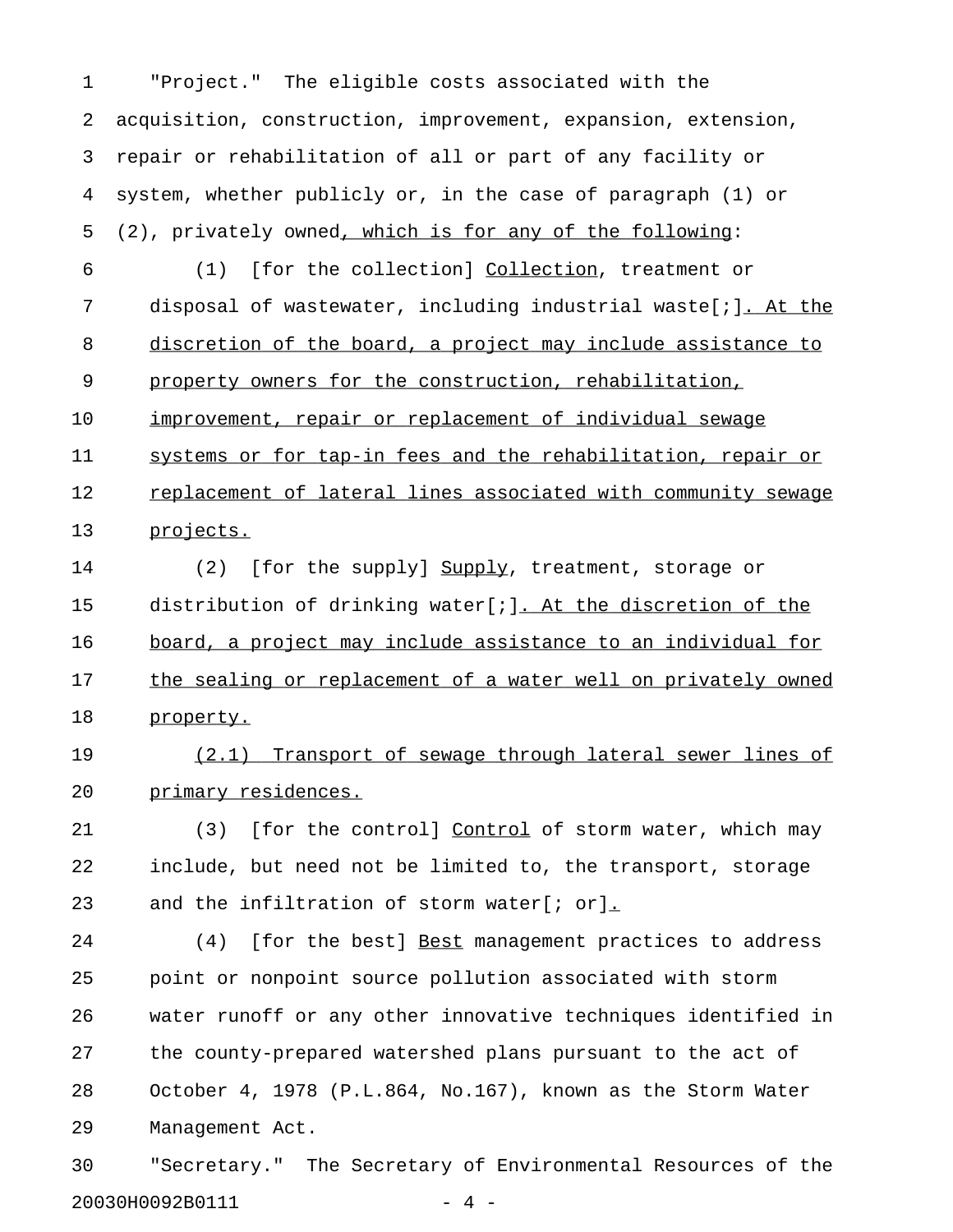"Project." The eligible costs associated with the acquisition, construction, improvement, expansion, extension, repair or rehabilitation of all or part of any facility or system, whether publicly or, in the case of paragraph (1) or (2), privately owned<u>, which is for any of the following</u>:

(1) [for the collection] <u>Collection</u>, treatment or disposal of wastewater, including industrial waste[;]<u>. At the discretion of the board, a project may include assistance to property owners for the construction, rehabilitation, improvement, repair or replacement of individual sewage systems or for tap-in fees and the rehabilitation, repair or replacement of lateral lines associated with community sewage projects.</u>

(2) [for the supply] <u>Supply</u>, treatment, storage or distribution of drinking water[;]<u>. At the discretion of the board, a project may include assistance to an individual for the sealing or replacement of a water well on privately owned property.</u>

<u>(2.1) Transport of sewage through lateral sewer lines of primary residences.</u>

(3) [for the control] <u>Control</u> of storm water, which may include, but need not be limited to, the transport, storage and the infiltration of storm water[; or]<u>.</u>

(4) [for the best] <u>Best</u> management practices to address point or nonpoint source pollution associated with storm water runoff or any other innovative techniques identified in the county-prepared watershed plans pursuant to the act of October 4, 1978 (P.L.864, No.167), known as the Storm Water Management Act.

"Secretary." The Secretary of Environmental Resources of the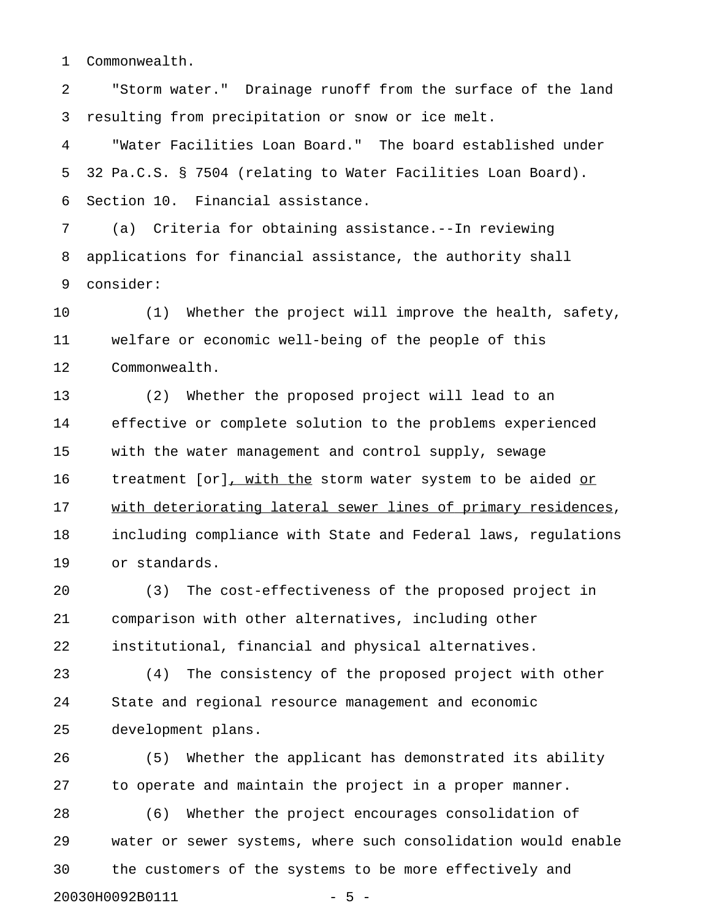Commonwealth.

"Storm water." Drainage runoff from the surface of the land resulting from precipitation or snow or ice melt.

"Water Facilities Loan Board." The board established under 32 Pa.C.S. § 7504 (relating to Water Facilities Loan Board).

Section 10. Financial assistance.

(a) Criteria for obtaining assistance.--In reviewing applications for financial assistance, the authority shall consider:

(1) Whether the project will improve the health, safety, welfare or economic well-being of the people of this Commonwealth.

(2) Whether the proposed project will lead to an effective or complete solution to the problems experienced with the water management and control supply, sewage treatment [or]<u>, with the</u> storm water system to be aided <u>or with deteriorating lateral sewer lines of primary residences</u>, including compliance with State and Federal laws, regulations or standards.

(3) The cost-effectiveness of the proposed project in comparison with other alternatives, including other institutional, financial and physical alternatives.

(4) The consistency of the proposed project with other State and regional resource management and economic development plans.

(5) Whether the applicant has demonstrated its ability to operate and maintain the project in a proper manner.

(6) Whether the project encourages consolidation of water or sewer systems, where such consolidation would enable the customers of the systems to be more effectively and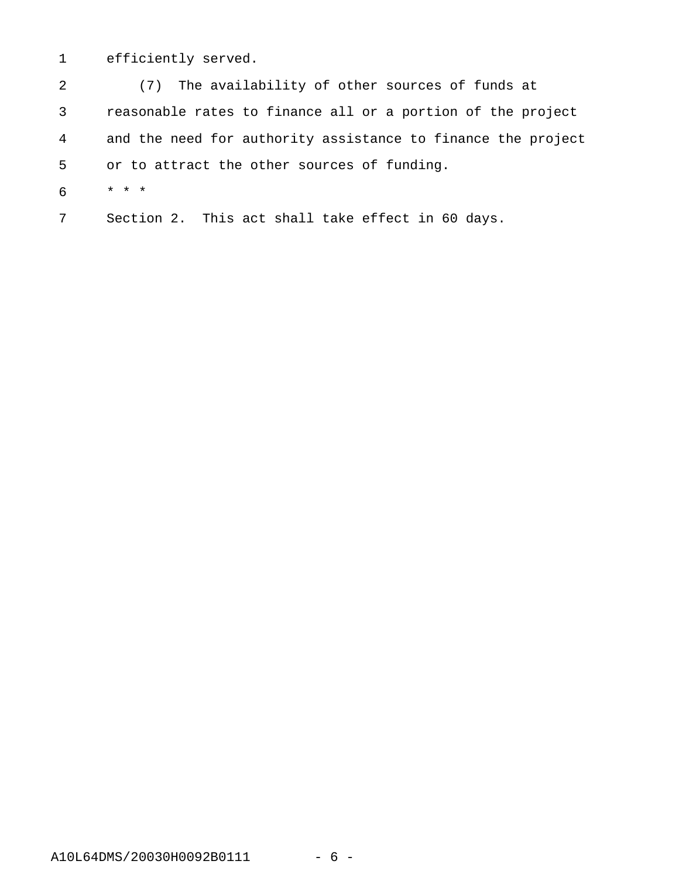efficiently served.

(7) The availability of other sources of funds at reasonable rates to finance all or a portion of the project and the need for authority assistance to finance the project or to attract the other sources of funding.

* * *

Section 2. This act shall take effect in 60 days.